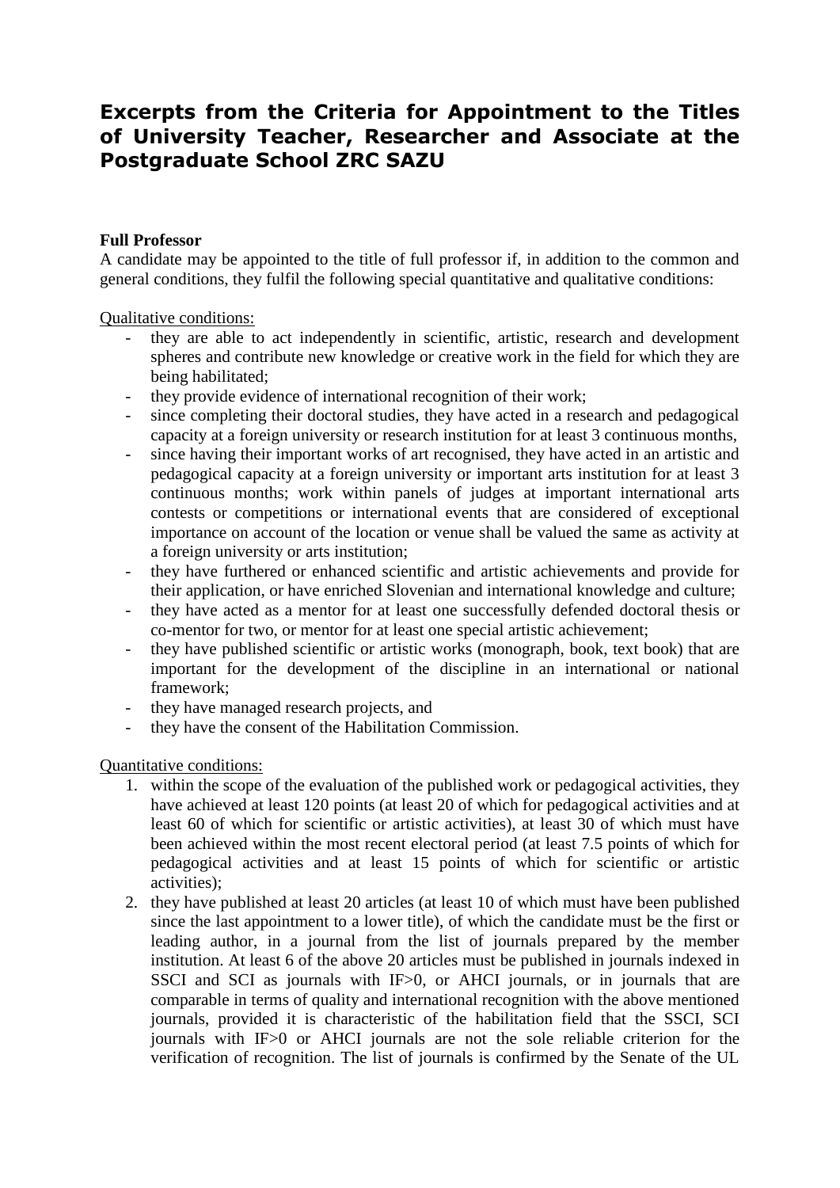# Excerpts from the Criteria for Appointment to the Titles of University Teacher, Researcher and Associate at the Postgraduate School ZRC SAZU

**Full Professor**

A candidate may be appointed to the title of full professor if, in addition to the common and general conditions, they fulfil the following special quantitative and qualitative conditions:

Qualitative conditions:

- they are able to act independently in scientific, artistic, research and development spheres and contribute new knowledge or creative work in the field for which they are being habilitated;
- they provide evidence of international recognition of their work;
- since completing their doctoral studies, they have acted in a research and pedagogical capacity at a foreign university or research institution for at least 3 continuous months,
- since having their important works of art recognised, they have acted in an artistic and pedagogical capacity at a foreign university or important arts institution for at least 3 continuous months; work within panels of judges at important international arts contests or competitions or international events that are considered of exceptional importance on account of the location or venue shall be valued the same as activity at a foreign university or arts institution;
- they have furthered or enhanced scientific and artistic achievements and provide for their application, or have enriched Slovenian and international knowledge and culture;
- they have acted as a mentor for at least one successfully defended doctoral thesis or co-mentor for two, or mentor for at least one special artistic achievement;
- they have published scientific or artistic works (monograph, book, text book) that are important for the development of the discipline in an international or national framework;
- they have managed research projects, and
- they have the consent of the Habilitation Commission.

Quantitative conditions:

1. within the scope of the evaluation of the published work or pedagogical activities, they have achieved at least 120 points (at least 20 of which for pedagogical activities and at least 60 of which for scientific or artistic activities), at least 30 of which must have been achieved within the most recent electoral period (at least 7.5 points of which for pedagogical activities and at least 15 points of which for scientific or artistic activities);
2. they have published at least 20 articles (at least 10 of which must have been published since the last appointment to a lower title), of which the candidate must be the first or leading author, in a journal from the list of journals prepared by the member institution. At least 6 of the above 20 articles must be published in journals indexed in SSCI and SCI as journals with IF>0, or AHCI journals, or in journals that are comparable in terms of quality and international recognition with the above mentioned journals, provided it is characteristic of the habilitation field that the SSCI, SCI journals with IF>0 or AHCI journals are not the sole reliable criterion for the verification of recognition. The list of journals is confirmed by the Senate of the UL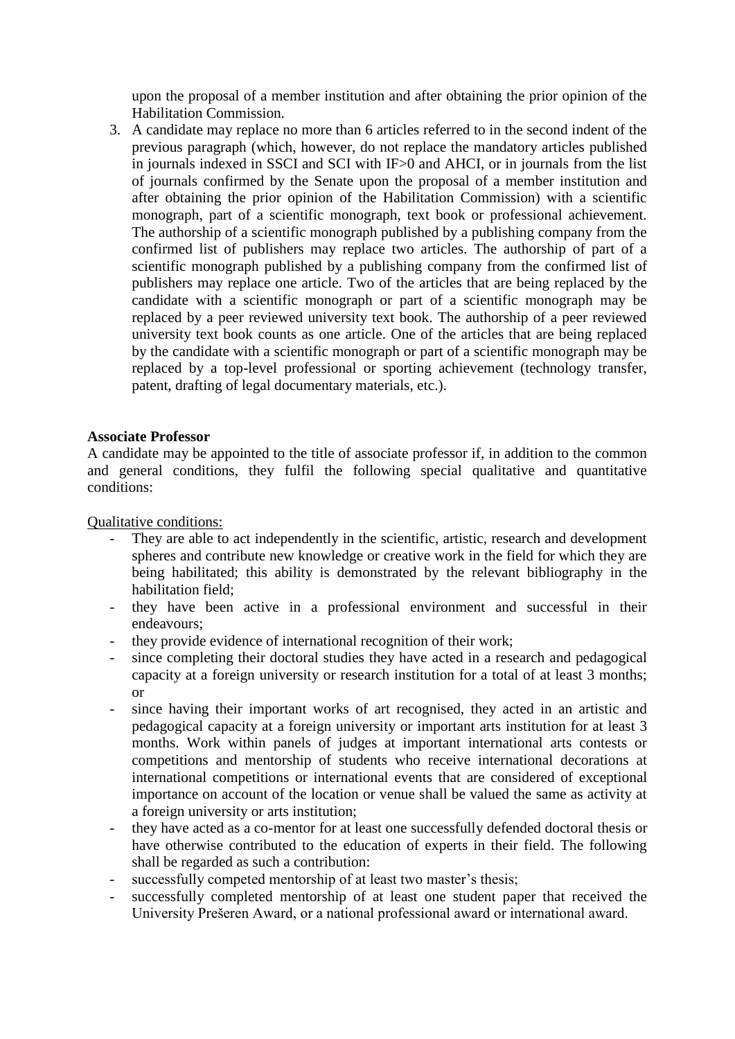upon the proposal of a member institution and after obtaining the prior opinion of the Habilitation Commission.

3. A candidate may replace no more than 6 articles referred to in the second indent of the previous paragraph (which, however, do not replace the mandatory articles published in journals indexed in SSCI and SCI with IF>0 and AHCI, or in journals from the list of journals confirmed by the Senate upon the proposal of a member institution and after obtaining the prior opinion of the Habilitation Commission) with a scientific monograph, part of a scientific monograph, text book or professional achievement. The authorship of a scientific monograph published by a publishing company from the confirmed list of publishers may replace two articles. The authorship of part of a scientific monograph published by a publishing company from the confirmed list of publishers may replace one article. Two of the articles that are being replaced by the candidate with a scientific monograph or part of a scientific monograph may be replaced by a peer reviewed university text book. The authorship of a peer reviewed university text book counts as one article. One of the articles that are being replaced by the candidate with a scientific monograph or part of a scientific monograph may be replaced by a top-level professional or sporting achievement (technology transfer, patent, drafting of legal documentary materials, etc.).

**Associate Professor**

A candidate may be appointed to the title of associate professor if, in addition to the common and general conditions, they fulfil the following special qualitative and quantitative conditions:

Qualitative conditions:

- They are able to act independently in the scientific, artistic, research and development spheres and contribute new knowledge or creative work in the field for which they are being habilitated; this ability is demonstrated by the relevant bibliography in the habilitation field;
- they have been active in a professional environment and successful in their endeavours;
- they provide evidence of international recognition of their work;
- since completing their doctoral studies they have acted in a research and pedagogical capacity at a foreign university or research institution for a total of at least 3 months; or
- since having their important works of art recognised, they acted in an artistic and pedagogical capacity at a foreign university or important arts institution for at least 3 months. Work within panels of judges at important international arts contests or competitions and mentorship of students who receive international decorations at international competitions or international events that are considered of exceptional importance on account of the location or venue shall be valued the same as activity at a foreign university or arts institution;
- they have acted as a co-mentor for at least one successfully defended doctoral thesis or have otherwise contributed to the education of experts in their field. The following shall be regarded as such a contribution:
- successfully competed mentorship of at least two master's thesis;
- successfully completed mentorship of at least one student paper that received the University Prešeren Award, or a national professional award or international award.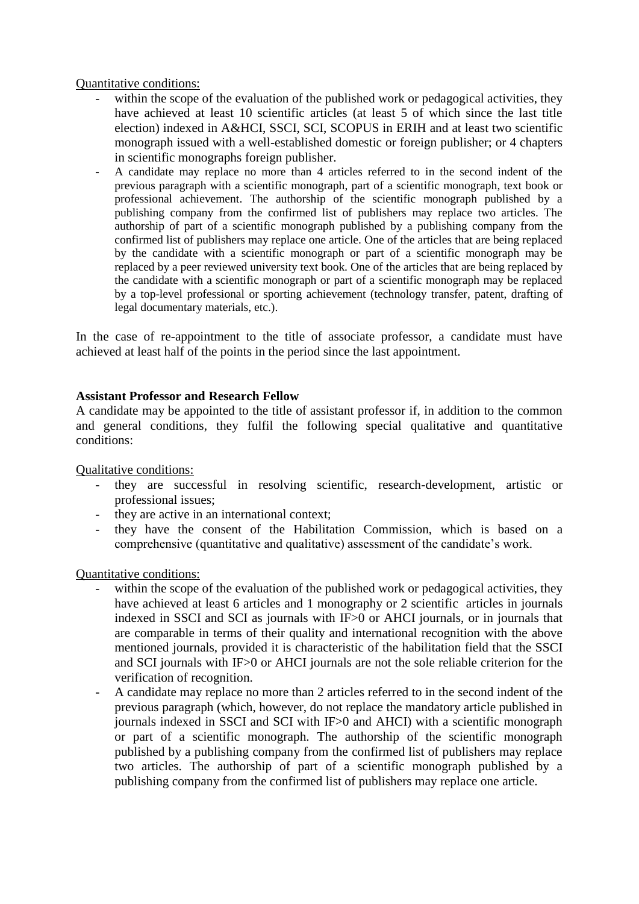Quantitative conditions:

- within the scope of the evaluation of the published work or pedagogical activities, they have achieved at least 10 scientific articles (at least 5 of which since the last title election) indexed in A&HCI, SSCI, SCI, SCOPUS in ERIH and at least two scientific monograph issued with a well-established domestic or foreign publisher; or 4 chapters in scientific monographs foreign publisher.
- A candidate may replace no more than 4 articles referred to in the second indent of the previous paragraph with a scientific monograph, part of a scientific monograph, text book or professional achievement. The authorship of the scientific monograph published by a publishing company from the confirmed list of publishers may replace two articles. The authorship of part of a scientific monograph published by a publishing company from the confirmed list of publishers may replace one article. One of the articles that are being replaced by the candidate with a scientific monograph or part of a scientific monograph may be replaced by a peer reviewed university text book. One of the articles that are being replaced by the candidate with a scientific monograph or part of a scientific monograph may be replaced by a top-level professional or sporting achievement (technology transfer, patent, drafting of legal documentary materials, etc.).

In the case of re-appointment to the title of associate professor, a candidate must have achieved at least half of the points in the period since the last appointment.

**Assistant Professor and Research Fellow**

A candidate may be appointed to the title of assistant professor if, in addition to the common and general conditions, they fulfil the following special qualitative and quantitative conditions:

Qualitative conditions:

- they are successful in resolving scientific, research-development, artistic or professional issues;
- they are active in an international context;
- they have the consent of the Habilitation Commission, which is based on a comprehensive (quantitative and qualitative) assessment of the candidate's work.

Quantitative conditions:

- within the scope of the evaluation of the published work or pedagogical activities, they have achieved at least 6 articles and 1 monography or 2 scientific articles in journals indexed in SSCI and SCI as journals with IF>0 or AHCI journals, or in journals that are comparable in terms of their quality and international recognition with the above mentioned journals, provided it is characteristic of the habilitation field that the SSCI and SCI journals with IF>0 or AHCI journals are not the sole reliable criterion for the verification of recognition.
- A candidate may replace no more than 2 articles referred to in the second indent of the previous paragraph (which, however, do not replace the mandatory article published in journals indexed in SSCI and SCI with IF>0 and AHCI) with a scientific monograph or part of a scientific monograph. The authorship of the scientific monograph published by a publishing company from the confirmed list of publishers may replace two articles. The authorship of part of a scientific monograph published by a publishing company from the confirmed list of publishers may replace one article.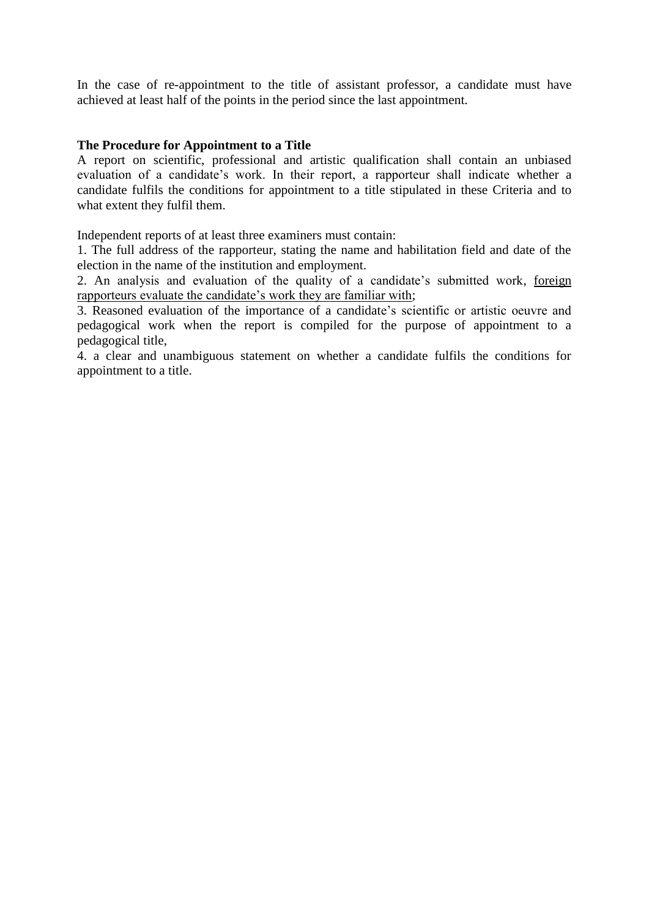In the case of re-appointment to the title of assistant professor, a candidate must have achieved at least half of the points in the period since the last appointment.

**The Procedure for Appointment to a Title**

A report on scientific, professional and artistic qualification shall contain an unbiased evaluation of a candidate's work. In their report, a rapporteur shall indicate whether a candidate fulfils the conditions for appointment to a title stipulated in these Criteria and to what extent they fulfil them.

Independent reports of at least three examiners must contain:

1. The full address of the rapporteur, stating the name and habilitation field and date of the election in the name of the institution and employment.
2. An analysis and evaluation of the quality of a candidate's submitted work, <u>foreign rapporteurs evaluate the candidate's work they are familiar with</u>;
3. Reasoned evaluation of the importance of a candidate's scientific or artistic oeuvre and pedagogical work when the report is compiled for the purpose of appointment to a pedagogical title,
4. a clear and unambiguous statement on whether a candidate fulfils the conditions for appointment to a title.